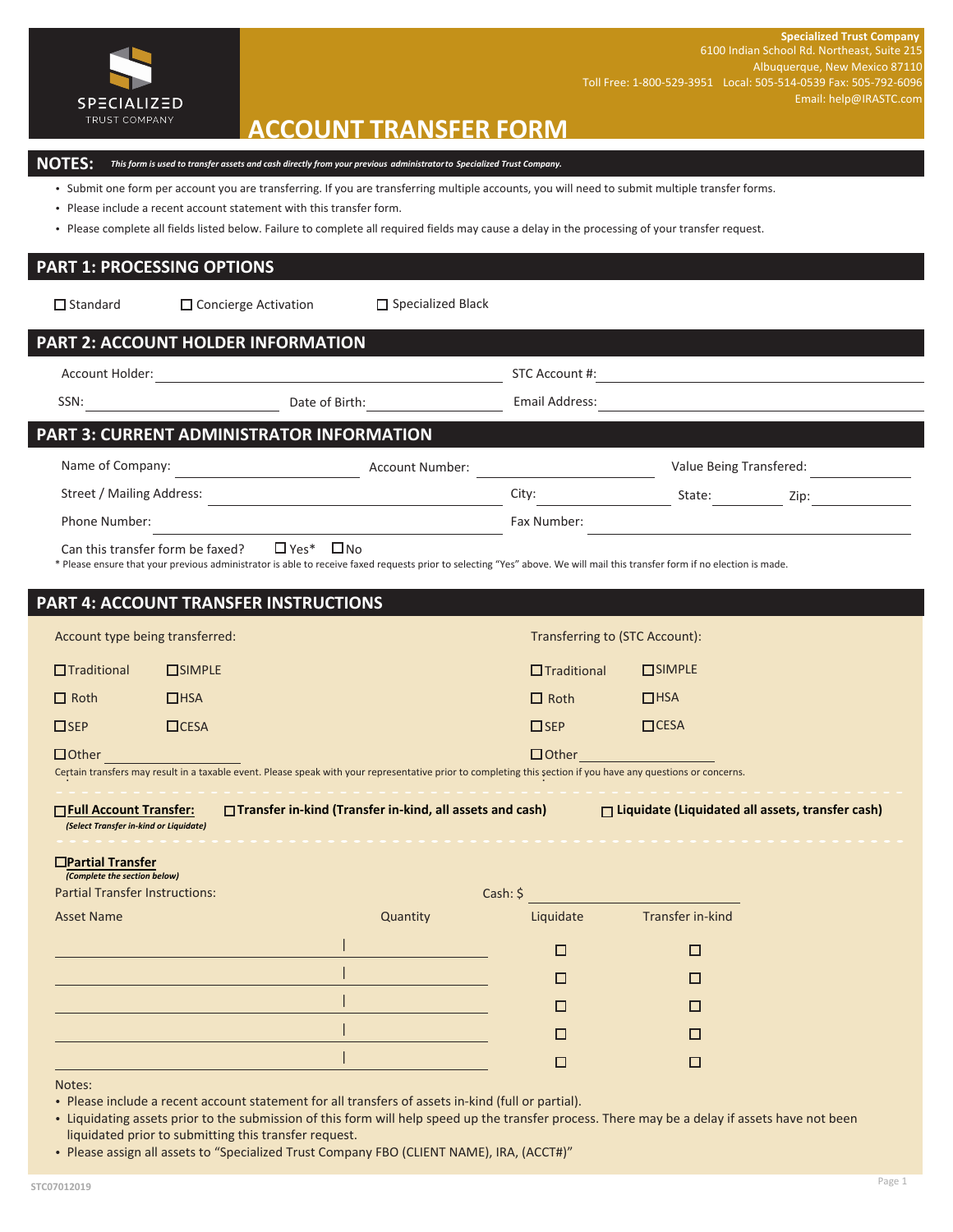SPECIALIZED TRUST COMPANY

**Specialized Trust Company**
6100 Indian School Rd. Northeast, Suite 215
Albuquerque, New Mexico 87110
Toll Free: 1-800-529-3951 Local: 505-514-0539 Fax: 505-792-6096
Email: help@IRASTC.com

# ACCOUNT TRANSFER FORM

## NOTES:

*This form is used to transfer assets and cash directly from your previous administrator to Specialized Trust Company.*

- Submit one form per account you are transferring. If you are transferring multiple accounts, you will need to submit multiple transfer forms.
- Please include a recent account statement with this transfer form.
- Please complete all fields listed below. Failure to complete all required fields may cause a delay in the processing of your transfer request.

## PART 1: PROCESSING OPTIONS

☐ Standard ☐ Concierge Activation ☐ Specialized Black

## PART 2: ACCOUNT HOLDER INFORMATION

Account Holder: ______________________ STC Account #: ______________________

SSN: ______________ Date of Birth: ______________ Email Address: ______________________

## PART 3: CURRENT ADMINISTRATOR INFORMATION

Name of Company: ______________ Account Number: ______________ Value Being Transfered: ______________

Street / Mailing Address: ______________________ City: ______________ State: ________ Zip: ________

Phone Number: ______________________ Fax Number: ______________________

Can this transfer form be faxed? ☐ Yes* ☐ No

\* Please ensure that your previous administrator is able to receive faxed requests prior to selecting "Yes" above. We will mail this transfer form if no election is made.

## PART 4: ACCOUNT TRANSFER INSTRUCTIONS

Account type being transferred:

☐ Traditional ☐ SIMPLE
☐ Roth ☐ HSA
☐ SEP ☐ CESA
☐ Other ______________

Transferring to (STC Account):

☐ Traditional ☐ SIMPLE
☐ Roth ☐ HSA
☐ SEP ☐ CESA
☐ Other ______________

Certain transfers may result in a taxable event. Please speak with your representative prior to completing this section if you have any questions or concerns.

☐ **Full Account Transfer:**
***(Select Transfer in-kind or Liquidate)***

☐ **Transfer in-kind (Transfer in-kind, all assets and cash)** ☐ **Liquidate (Liquidated all assets, transfer cash)**

☐ **Partial Transfer**
***(Complete the section below)***

Partial Transfer Instructions: Cash: $ ______________

| Asset Name | Quantity | Liquidate | Transfer in-kind |
|---|---|---|---|
| | | ☐ | ☐ |
| | | ☐ | ☐ |
| | | ☐ | ☐ |
| | | ☐ | ☐ |
| | | ☐ | ☐ |

Notes:

- Please include a recent account statement for all transfers of assets in-kind (full or partial).
- Liquidating assets prior to the submission of this form will help speed up the transfer process. There may be a delay if assets have not been liquidated prior to submitting this transfer request.
- Please assign all assets to "Specialized Trust Company FBO (CLIENT NAME), IRA, (ACCT#)"

STC07012019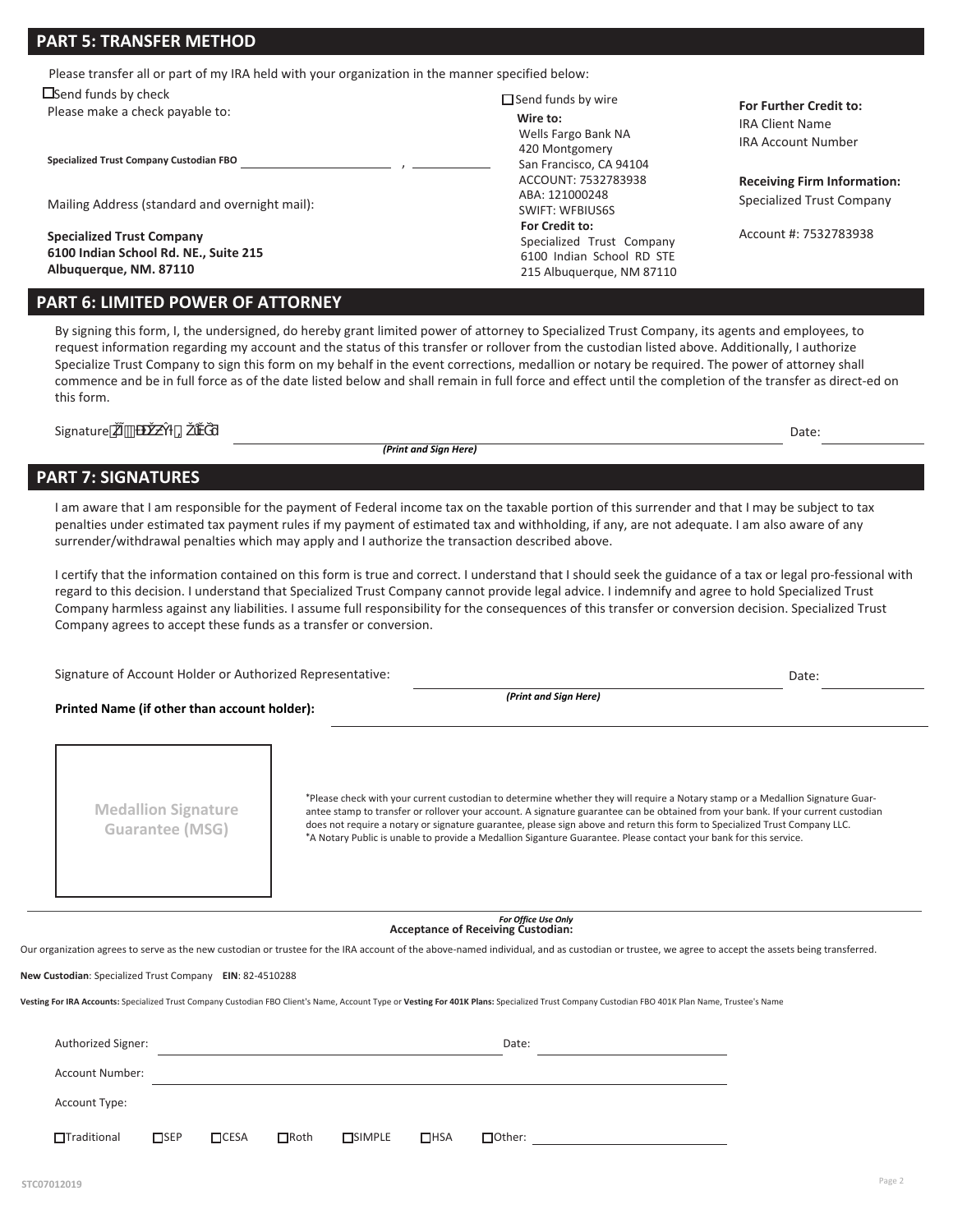## PART 5: TRANSFER METHOD

Please transfer all or part of my IRA held with your organization in the manner specified below:

☐ Send funds by check

Please make a check payable to:

**Specialized Trust Company Custodian FBO** ____________________ , __________

Mailing Address (standard and overnight mail):

**Specialized Trust Company**
**6100 Indian School Rd. NE., Suite 215**
**Albuquerque, NM. 87110**

☐ Send funds by wire

**Wire to:**
Wells Fargo Bank NA
420 Montgomery
San Francisco, CA 94104
ACCOUNT: 7532783938
ABA: 121000248
SWIFT: WFBIUS6S

**For Credit to:**
Specialized Trust Company
6100 Indian School RD STE
215 Albuquerque, NM 87110

**For Further Credit to:**
IRA Client Name
IRA Account Number

**Receiving Firm Information:**
Specialized Trust Company

Account #: 7532783938

## PART 6: LIMITED POWER OF ATTORNEY

By signing this form, I, the undersigned, do hereby grant limited power of attorney to Specialized Trust Company, its agents and employees, to request information regarding my account and the status of this transfer or rollover from the custodian listed above. Additionally, I authorize Specialize Trust Company to sign this form on my behalf in the event corrections, medallion or notary be required. The power of attorney shall commence and be in full force as of the date listed below and shall remain in full force and effect until the completion of the transfer as direct-ed on this form.

Signature: ______________________________ Date: __________

*(Print and Sign Here)*

## PART 7: SIGNATURES

I am aware that I am responsible for the payment of Federal income tax on the taxable portion of this surrender and that I may be subject to tax penalties under estimated tax payment rules if my payment of estimated tax and withholding, if any, are not adequate. I am also aware of any surrender/withdrawal penalties which may apply and I authorize the transaction described above.

I certify that the information contained on this form is true and correct. I understand that I should seek the guidance of a tax or legal pro-fessional with regard to this decision. I understand that Specialized Trust Company cannot provide legal advice. I indemnify and agree to hold Specialized Trust Company harmless against any liabilities. I assume full responsibility for the consequences of this transfer or conversion decision. Specialized Trust Company agrees to accept these funds as a transfer or conversion.

Signature of Account Holder or Authorized Representative: ______________________________ Date: __________

*(Print and Sign Here)*

**Printed Name (if other than account holder):** ______________________________

Medallion Signature Guarantee (MSG)

*Please check with your current custodian to determine whether they will require a Notary stamp or a Medallion Signature Guarantee stamp to transfer or rollover your account. A signature guarantee can be obtained from your bank. If your current custodian does not require a notary or signature guarantee, please sign above and return this form to Specialized Trust Company LLC.
*A Notary Public is unable to provide a Medallion Siganture Guarantee. Please contact your bank for this service.

*For Office Use Only*

**Acceptance of Receiving Custodian:**

Our organization agrees to serve as the new custodian or trustee for the IRA account of the above-named individual, and as custodian or trustee, we agree to accept the assets being transferred.

**New Custodian**: Specialized Trust Company **EIN**: 82-4510288

**Vesting For IRA Accounts:** Specialized Trust Company Custodian FBO Client's Name, Account Type or **Vesting For 401K Plans:** Specialized Trust Company Custodian FBO 401K Plan Name, Trustee's Name

Authorized Signer: ______________________________ Date: __________

Account Number: ______________________________

Account Type:

☐ Traditional ☐ SEP ☐ CESA ☐ Roth ☐ SIMPLE ☐ HSA ☐ Other: __________

STC07012019